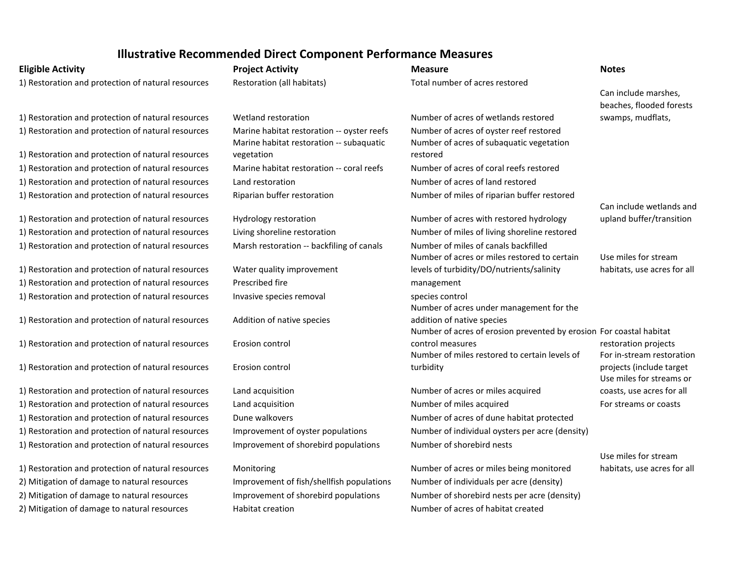# Illustrative Recommended Direct Component Performance Measures

| Eligible Activity | Project Activity | Measure | Notes |
|---|---|---|---|
| 1) Restoration and protection of natural resources | Restoration (all habitats) | Total number of acres restored | |
| 1) Restoration and protection of natural resources | Wetland restoration | Number of acres of wetlands restored | Can include marshes, beaches, flooded forests swamps, mudflats, |
| 1) Restoration and protection of natural resources | Marine habitat restoration -- oyster reefs | Number of acres of oyster reef restored | |
| 1) Restoration and protection of natural resources | Marine habitat restoration -- subaquatic vegetation | Number of acres of subaquatic vegetation restored | |
| 1) Restoration and protection of natural resources | Marine habitat restoration -- coral reefs | Number of acres of coral reefs restored | |
| 1) Restoration and protection of natural resources | Land restoration | Number of acres of land restored | |
| 1) Restoration and protection of natural resources | Riparian buffer restoration | Number of miles of riparian buffer restored | |
| 1) Restoration and protection of natural resources | Hydrology restoration | Number of acres with restored hydrology | Can include wetlands and upland buffer/transition |
| 1) Restoration and protection of natural resources | Living shoreline restoration | Number of miles of living shoreline restored | |
| 1) Restoration and protection of natural resources | Marsh restoration -- backfiling of canals | Number of miles of canals backfilled | |
| 1) Restoration and protection of natural resources | Water quality improvement | Number of acres or miles restored to certain levels of turbidity/DO/nutrients/salinity | Use miles for stream habitats, use acres for all |
| 1) Restoration and protection of natural resources | Prescribed fire | management | |
| 1) Restoration and protection of natural resources | Invasive species removal | species control | |
| 1) Restoration and protection of natural resources | Addition of native species | Number of acres under management for the addition of native species | |
| 1) Restoration and protection of natural resources | Erosion control | Number of acres of erosion prevented by erosion control measures | For coastal habitat restoration projects |
| 1) Restoration and protection of natural resources | Erosion control | Number of miles restored to certain levels of turbidity | For in-stream restoration projects (include target |
| 1) Restoration and protection of natural resources | Land acquisition | Number of acres or miles acquired | Use miles for streams or coasts, use acres for all |
| 1) Restoration and protection of natural resources | Land acquisition | Number of miles acquired | For streams or coasts |
| 1) Restoration and protection of natural resources | Dune walkovers | Number of acres of dune habitat protected | |
| 1) Restoration and protection of natural resources | Improvement of oyster populations | Number of individual oysters per acre (density) | |
| 1) Restoration and protection of natural resources | Improvement of shorebird populations | Number of shorebird nests | |
| 1) Restoration and protection of natural resources | Monitoring | Number of acres or miles being monitored | Use miles for stream habitats, use acres for all |
| 2) Mitigation of damage to natural resources | Improvement of fish/shellfish populations | Number of individuals per acre (density) | |
| 2) Mitigation of damage to natural resources | Improvement of shorebird populations | Number of shorebird nests per acre (density) | |
| 2) Mitigation of damage to natural resources | Habitat creation | Number of acres of habitat created | |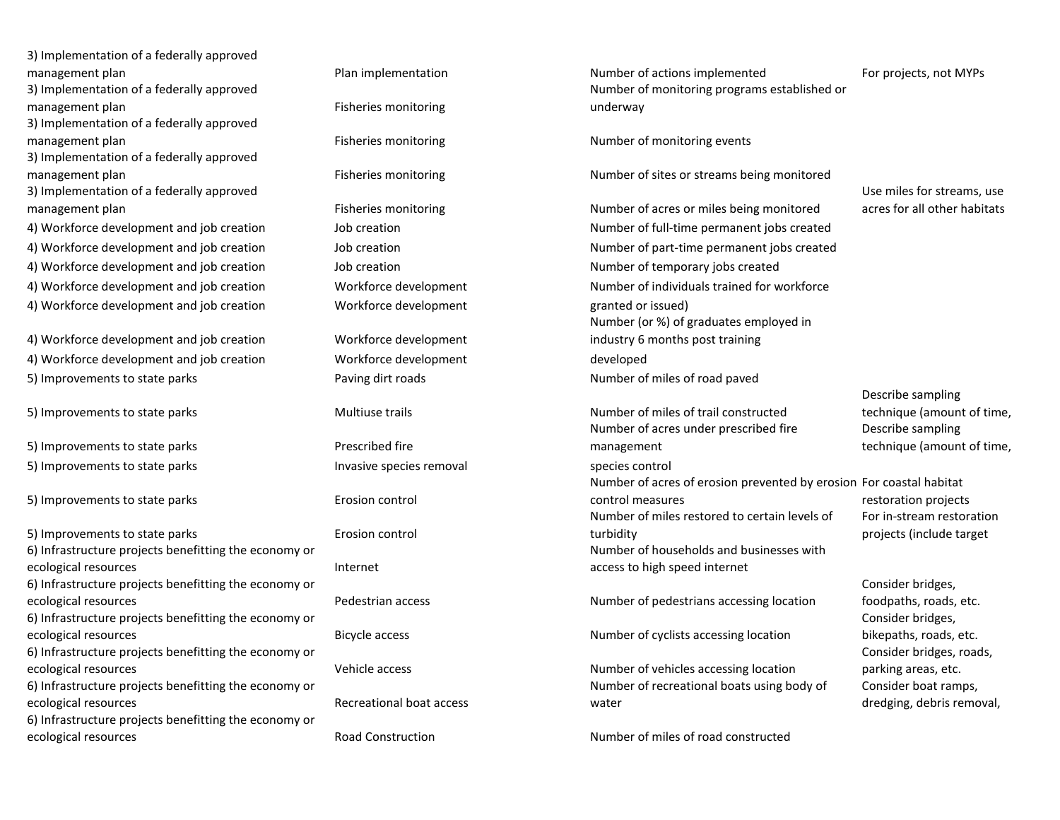| | | | |
|---|---|---|---|
| 3) Implementation of a federally approved management plan | Plan implementation | Number of actions implemented | For projects, not MYPs |
| 3) Implementation of a federally approved management plan | Fisheries monitoring | Number of monitoring programs established or underway | |
| 3) Implementation of a federally approved management plan | Fisheries monitoring | Number of monitoring events | |
| 3) Implementation of a federally approved management plan | Fisheries monitoring | Number of sites or streams being monitored | |
| 3) Implementation of a federally approved management plan | Fisheries monitoring | Number of acres or miles being monitored | Use miles for streams, use acres for all other habitats |
| 4) Workforce development and job creation | Job creation | Number of full-time permanent jobs created | |
| 4) Workforce development and job creation | Job creation | Number of part-time permanent jobs created | |
| 4) Workforce development and job creation | Job creation | Number of temporary jobs created | |
| 4) Workforce development and job creation | Workforce development | Number of individuals trained for workforce | |
| 4) Workforce development and job creation | Workforce development | granted or issued) | |
| 4) Workforce development and job creation | Workforce development | Number (or %) of graduates employed in industry 6 months post training | |
| 4) Workforce development and job creation | Workforce development | developed | |
| 5) Improvements to state parks | Paving dirt roads | Number of miles of road paved | |
| 5) Improvements to state parks | Multiuse trails | Number of miles of trail constructed | Describe sampling technique (amount of time, |
| 5) Improvements to state parks | Prescribed fire | Number of acres under prescribed fire management | Describe sampling technique (amount of time, |
| 5) Improvements to state parks | Invasive species removal | species control | |
| 5) Improvements to state parks | Erosion control | Number of acres of erosion prevented by erosion control measures | For coastal habitat restoration projects |
| 5) Improvements to state parks | Erosion control | Number of miles restored to certain levels of turbidity | For in-stream restoration projects (include target |
| 6) Infrastructure projects benefitting the economy or ecological resources | Internet | Number of households and businesses with access to high speed internet | |
| 6) Infrastructure projects benefitting the economy or ecological resources | Pedestrian access | Number of pedestrians accessing location | Consider bridges, foodpaths, roads, etc. |
| 6) Infrastructure projects benefitting the economy or ecological resources | Bicycle access | Number of cyclists accessing location | Consider bridges, bikepaths, roads, etc. |
| 6) Infrastructure projects benefitting the economy or ecological resources | Vehicle access | Number of vehicles accessing location | Consider bridges, roads, parking areas, etc. |
| 6) Infrastructure projects benefitting the economy or ecological resources | Recreational boat access | Number of recreational boats using body of water | Consider boat ramps, dredging, debris removal, |
| 6) Infrastructure projects benefitting the economy or ecological resources | Road Construction | Number of miles of road constructed | |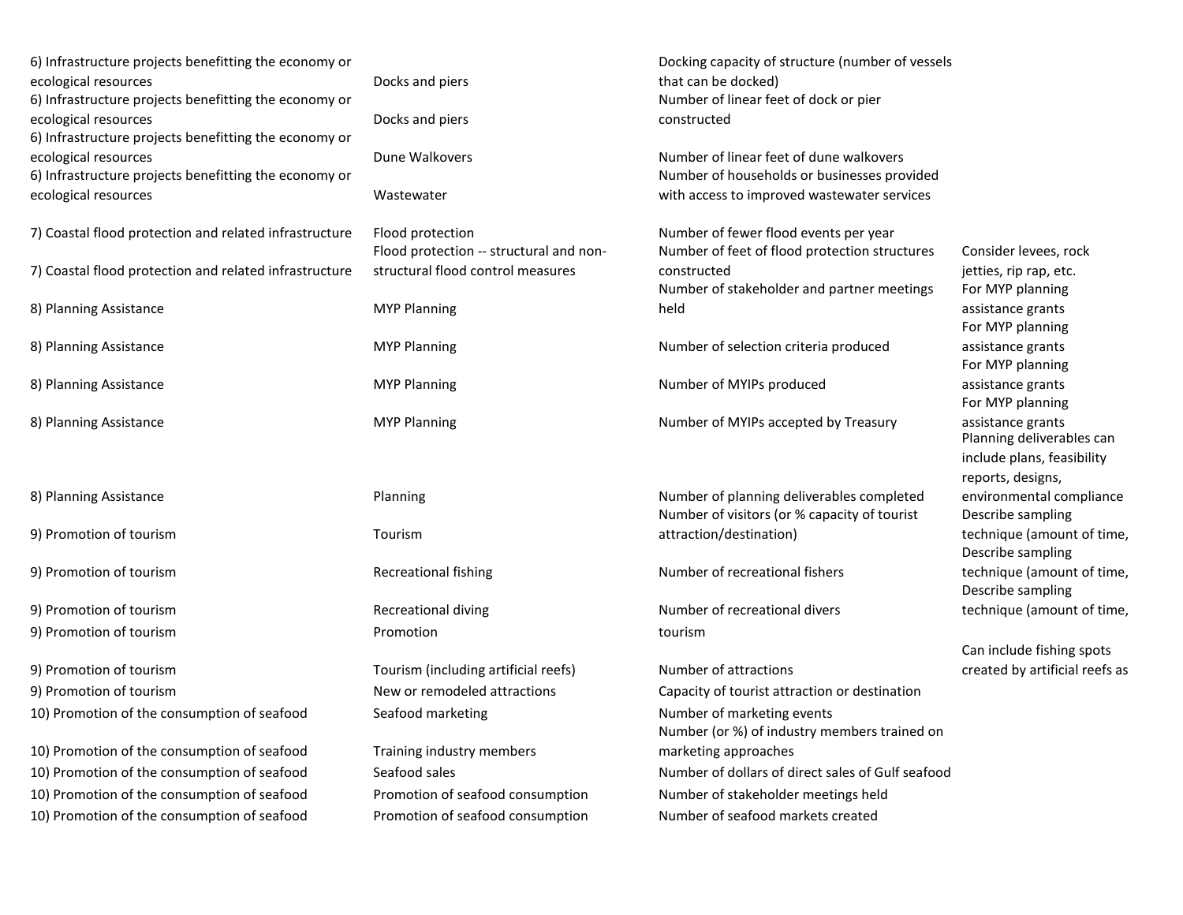| | | | |
|---|---|---|---|
| 6) Infrastructure projects benefitting the economy or ecological resources | Docks and piers | Docking capacity of structure (number of vessels that can be docked) | |
| 6) Infrastructure projects benefitting the economy or ecological resources | Docks and piers | Number of linear feet of dock or pier constructed | |
| 6) Infrastructure projects benefitting the economy or ecological resources | Dune Walkovers | Number of linear feet of dune walkovers | |
| 6) Infrastructure projects benefitting the economy or ecological resources | Wastewater | Number of households or businesses provided with access to improved wastewater services | |
| 7) Coastal flood protection and related infrastructure | Flood protection | Number of fewer flood events per year | |
| 7) Coastal flood protection and related infrastructure | Flood protection -- structural and non-structural flood control measures | Number of feet of flood protection structures constructed | Consider levees, rock jetties, rip rap, etc. |
| 8) Planning Assistance | MYP Planning | Number of stakeholder and partner meetings held | For MYP planning assistance grants |
| 8) Planning Assistance | MYP Planning | Number of selection criteria produced | For MYP planning assistance grants |
| 8) Planning Assistance | MYP Planning | Number of MYIPs produced | For MYP planning assistance grants |
| 8) Planning Assistance | MYP Planning | Number of MYIPs accepted by Treasury | For MYP planning assistance grants |
| 8) Planning Assistance | Planning | Number of planning deliverables completed | Planning deliverables can include plans, feasibility reports, designs, environmental compliance |
| 9) Promotion of tourism | Tourism | Number of visitors (or % capacity of tourist attraction/destination) | Describe sampling technique (amount of time, |
| 9) Promotion of tourism | Recreational fishing | Number of recreational fishers | Describe sampling technique (amount of time, |
| 9) Promotion of tourism | Recreational diving | Number of recreational divers | Describe sampling technique (amount of time, |
| 9) Promotion of tourism | Promotion | tourism | |
| 9) Promotion of tourism | Tourism (including artificial reefs) | Number of attractions | Can include fishing spots created by artificial reefs as |
| 9) Promotion of tourism | New or remodeled attractions | Capacity of tourist attraction or destination | |
| 10) Promotion of the consumption of seafood | Seafood marketing | Number of marketing events | |
| 10) Promotion of the consumption of seafood | Training industry members | Number (or %) of industry members trained on marketing approaches | |
| 10) Promotion of the consumption of seafood | Seafood sales | Number of dollars of direct sales of Gulf seafood | |
| 10) Promotion of the consumption of seafood | Promotion of seafood consumption | Number of stakeholder meetings held | |
| 10) Promotion of the consumption of seafood | Promotion of seafood consumption | Number of seafood markets created | |